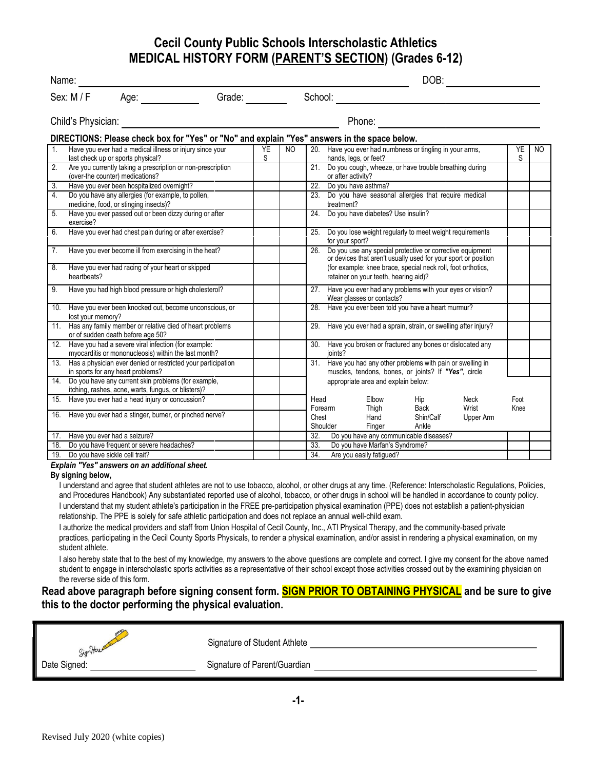# Cecil County Public Schools Interscholastic Athletics
# MEDICAL HISTORY FORM (PARENT'S SECTION) (Grades 6-12)

Name: ______________________________ DOB: ______________

Sex: M / F Age: __________ Grade: ________ School: ______________________________

Child's Physician: ______________________________ Phone: ______________________________

**DIRECTIONS: Please check box for "Yes" or "No" and explain "Yes" answers in the space below.**

| | | YES | NO | | | YES | NO |
|---|---|---|---|---|---|---|---|
| 1. | Have you ever had a medical illness or injury since your last check up or sports physical? | | | 20. | Have you ever had numbness or tingling in your arms, hands, legs, or feet? | | |
| 2. | Are you currently taking a prescription or non-prescription (over-the counter) medications? | | | 21. | Do you cough, wheeze, or have trouble breathing during or after activity? | | |
| 3. | Have you ever been hospitalized overnight? | | | 22. | Do you have asthma? | | |
| 4. | Do you have any allergies (for example, to pollen, medicine, food, or stinging insects)? | | | 23. | Do you have seasonal allergies that require medical treatment? | | |
| 5. | Have you ever passed out or been dizzy during or after exercise? | | | 24. | Do you have diabetes? Use insulin? | | |
| 6. | Have you ever had chest pain during or after exercise? | | | 25. | Do you lose weight regularly to meet weight requirements for your sport? | | |
| 7. | Have you ever become ill from exercising in the heat? | | | 26. | Do you use any special protective or corrective equipment or devices that aren't usually used for your sport or position (for example: knee brace, special neck roll, foot orthotics, retainer on your teeth, hearing aid)? | | |
| 8. | Have you ever had racing of your heart or skipped heartbeats? | | | | | | |
| 9. | Have you had high blood pressure or high cholesterol? | | | 27. | Have you ever had any problems with your eyes or vision? Wear glasses or contacts? | | |
| 10. | Have you ever been knocked out, become unconscious, or lost your memory? | | | 28. | Have you ever been told you have a heart murmur? | | |
| 11. | Has any family member or relative died of heart problems or of sudden death before age 50? | | | 29. | Have you ever had a sprain, strain, or swelling after injury? | | |
| 12. | Have you had a severe viral infection (for example: myocarditis or mononucleosis) within the last month? | | | 30. | Have you broken or fractured any bones or dislocated any joints? | | |
| 13. | Has a physician ever denied or restricted your participation in sports for any heart problems? | | | 31. | Have you had any other problems with pain or swelling in muscles, tendons, bones, or joints? If ***"Yes"***, circle appropriate area and explain below: | | |
| 14. | Do you have any current skin problems (for example, itching, rashes, acne, warts, fungus, or blisters)? | | | | | | |
| 15. | Have you ever had a head injury or concussion? | | | | Head / Forearm / Chest / Shoulder; Elbow / Thigh / Hand / Finger; Hip / Back / Shin/Calf / Ankle; Neck / Wrist / Upper Arm; Foot / Knee | | |
| 16. | Have you ever had a stinger, burner, or pinched nerve? | | | | | | |
| 17. | Have you ever had a seizure? | | | 32. | Do you have any communicable diseases? | | |
| 18. | Do you have frequent or severe headaches? | | | 33. | Do you have Marfan's Syndrome? | | |
| 19. | Do you have sickle cell trait? | | | 34. | Are you easily fatigued? | | |

***Explain "Yes" answers on an additional sheet.***

**By signing below,**

I understand and agree that student athletes are not to use tobacco, alcohol, or other drugs at any time. (Reference: Interscholastic Regulations, Policies, and Procedures Handbook) Any substantiated reported use of alcohol, tobacco, or other drugs in school will be handled in accordance to county policy.

I understand that my student athlete's participation in the FREE pre-participation physical examination (PPE) does not establish a patient-physician relationship. The PPE is solely for safe athletic participation and does not replace an annual well-child exam.

I authorize the medical providers and staff from Union Hospital of Cecil County, Inc., ATI Physical Therapy, and the community-based private practices, participating in the Cecil County Sports Physicals, to render a physical examination, and/or assist in rendering a physical examination, on my student athlete.

I also hereby state that to the best of my knowledge, my answers to the above questions are complete and correct. I give my consent for the above named student to engage in interscholastic sports activities as a representative of their school except those activities crossed out by the examining physician on the reverse side of this form.

**Read above paragraph before signing consent form. SIGN PRIOR TO OBTAINING PHYSICAL and be sure to give this to the doctor performing the physical evaluation.**

Sign Here

Signature of Student Athlete ______________________________

Date Signed: ____________________ Signature of Parent/Guardian ______________________________

Revised July 2020 (white copies)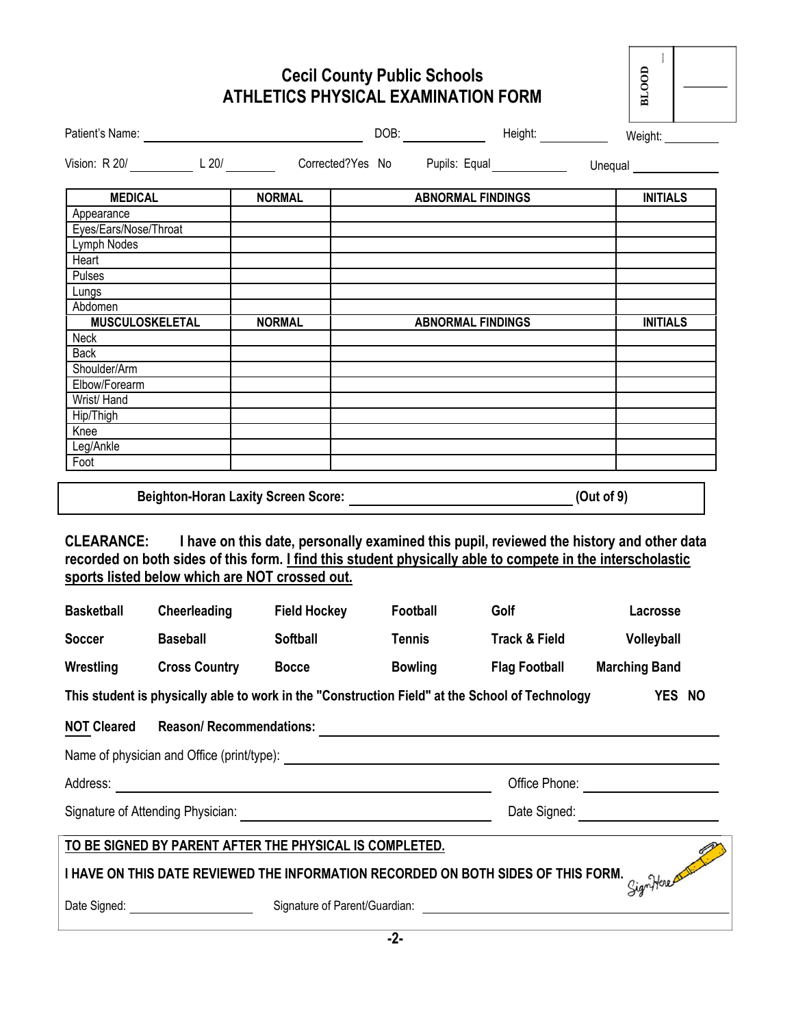# Cecil County Public Schools
## ATHLETICS PHYSICAL EXAMINATION FORM

BLOOD ______

Patient's Name: ______________________ DOB: __________ Height: __________ Weight: __________

Vision: R 20/ ________ L 20/ ________ Corrected? Yes No Pupils: Equal __________ Unequal __________

| MEDICAL | NORMAL | ABNORMAL FINDINGS | INITIALS |
|---|---|---|---|
| Appearance | | | |
| Eyes/Ears/Nose/Throat | | | |
| Lymph Nodes | | | |
| Heart | | | |
| Pulses | | | |
| Lungs | | | |
| Abdomen | | | |
| **MUSCULOSKELETAL** | **NORMAL** | **ABNORMAL FINDINGS** | **INITIALS** |
| Neck | | | |
| Back | | | |
| Shoulder/Arm | | | |
| Elbow/Forearm | | | |
| Wrist/ Hand | | | |
| Hip/Thigh | | | |
| Knee | | | |
| Leg/Ankle | | | |
| Foot | | | |

**Beighton-Horan Laxity Screen Score: ______________________ (Out of 9)**

**CLEARANCE: I have on this date, personally examined this pupil, reviewed the history and other data recorded on both sides of this form. I find this student physically able to compete in the interscholastic sports listed below which are NOT crossed out.**

| | | | | | |
|---|---|---|---|---|---|
| **Basketball** | **Cheerleading** | **Field Hockey** | **Football** | **Golf** | **Lacrosse** |
| **Soccer** | **Baseball** | **Softball** | **Tennis** | **Track & Field** | **Volleyball** |
| **Wrestling** | **Cross Country** | **Bocce** | **Bowling** | **Flag Football** | **Marching Band** |

**This student is physically able to work in the "Construction Field" at the School of Technology YES NO**

**NOT Cleared Reason/ Recommendations:** ______________________

Name of physician and Office (print/type): ______________________

Address: ______________________ Office Phone: __________

Signature of Attending Physician: ______________________ Date Signed: __________

**TO BE SIGNED BY PARENT AFTER THE PHYSICAL IS COMPLETED.**

**I HAVE ON THIS DATE REVIEWED THE INFORMATION RECORDED ON BOTH SIDES OF THIS FORM.**

Sign Here

Date Signed: __________ Signature of Parent/Guardian: ______________________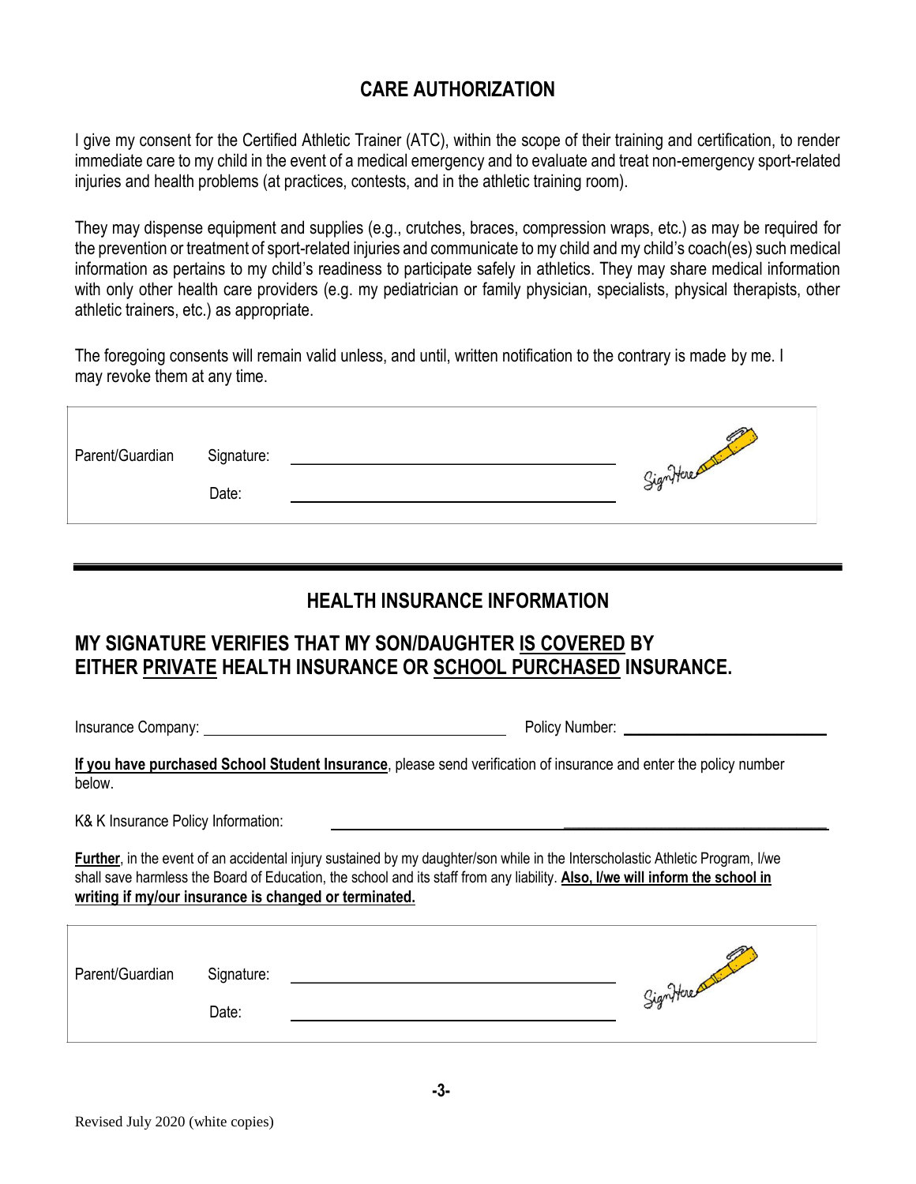## CARE AUTHORIZATION

I give my consent for the Certified Athletic Trainer (ATC), within the scope of their training and certification, to render immediate care to my child in the event of a medical emergency and to evaluate and treat non-emergency sport-related injuries and health problems (at practices, contests, and in the athletic training room).

They may dispense equipment and supplies (e.g., crutches, braces, compression wraps, etc.) as may be required for the prevention or treatment of sport-related injuries and communicate to my child and my child's coach(es) such medical information as pertains to my child's readiness to participate safely in athletics. They may share medical information with only other health care providers (e.g. my pediatrician or family physician, specialists, physical therapists, other athletic trainers, etc.) as appropriate.

The foregoing consents will remain valid unless, and until, written notification to the contrary is made by me. I may revoke them at any time.

Parent/Guardian Signature: ______________________________ Sign Here

Date: ______________________________

---

## HEALTH INSURANCE INFORMATION

### MY SIGNATURE VERIFIES THAT MY SON/DAUGHTER <u>IS COVERED</u> BY EITHER <u>PRIVATE</u> HEALTH INSURANCE OR <u>SCHOOL PURCHASED</u> INSURANCE.

Insurance Company: ______________________________ Policy Number: ______________________

**<u>If you have purchased School Student Insurance</u>**, please send verification of insurance and enter the policy number below.

K& K Insurance Policy Information: ______________________________

**<u>Further</u>**, in the event of an accidental injury sustained by my daughter/son while in the Interscholastic Athletic Program, I/we shall save harmless the Board of Education, the school and its staff from any liability. **<u>Also, I/we will inform the school in writing if my/our insurance is changed or terminated.</u>**

Parent/Guardian Signature: ______________________________ Sign Here

Date: ______________________________

Revised July 2020 (white copies)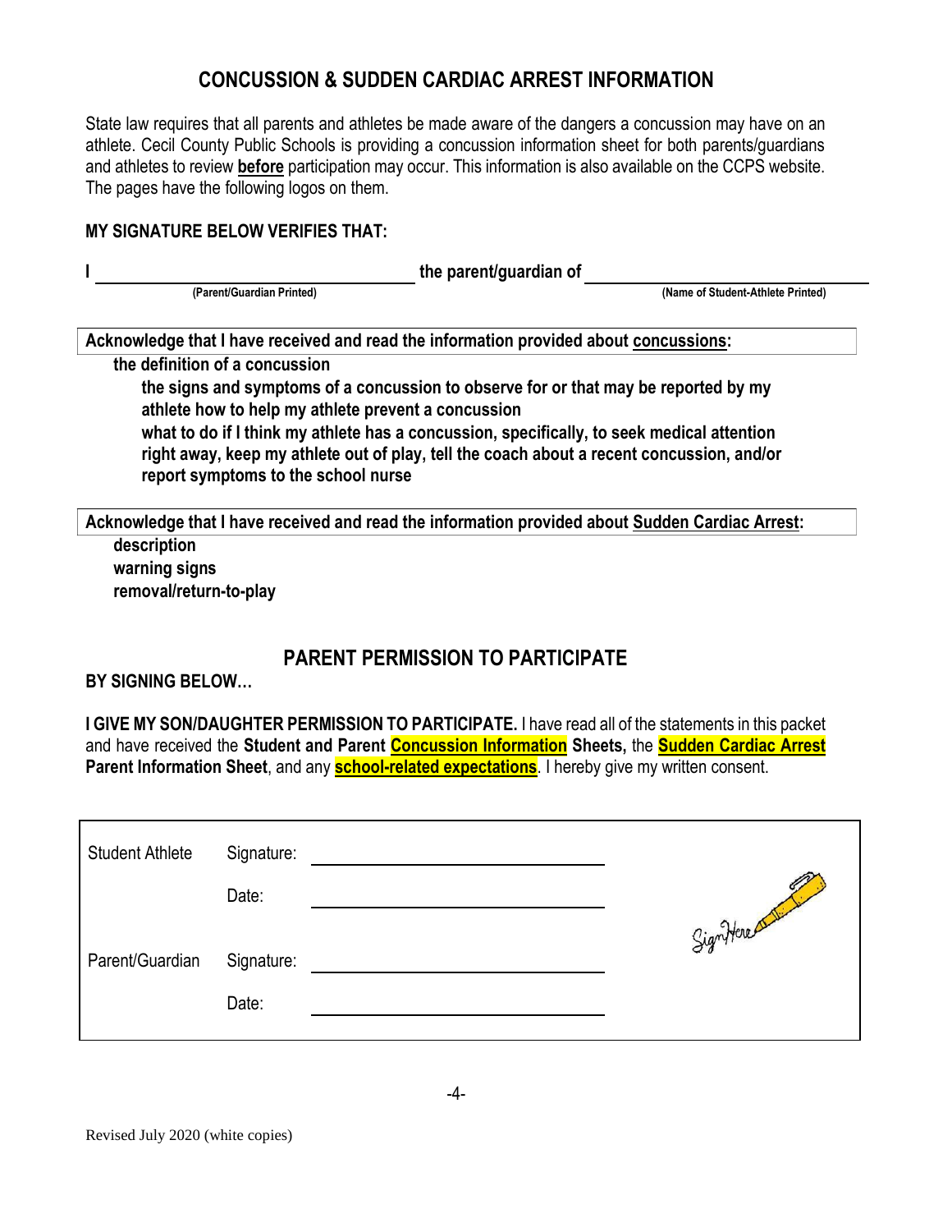## CONCUSSION & SUDDEN CARDIAC ARREST INFORMATION

State law requires that all parents and athletes be made aware of the dangers a concussion may have on an athlete. Cecil County Public Schools is providing a concussion information sheet for both parents/guardians and athletes to review **before** participation may occur. This information is also available on the CCPS website. The pages have the following logos on them.

**MY SIGNATURE BELOW VERIFIES THAT:**

**I** \_\_\_\_\_\_\_\_\_\_\_\_\_\_\_\_\_\_\_\_\_\_\_\_\_\_\_\_\_\_ **the parent/guardian of** \_\_\_\_\_\_\_\_\_\_\_\_\_\_\_\_\_\_\_\_\_\_\_\_\_\_\_\_\_\_

**(Parent/Guardian Printed)** **(Name of Student-Athlete Printed)**

**Acknowledge that I have received and read the information provided about concussions:**

- **the definition of a concussion**
  - **the signs and symptoms of a concussion to observe for or that may be reported by my athlete how to help my athlete prevent a concussion**
  - **what to do if I think my athlete has a concussion, specifically, to seek medical attention right away, keep my athlete out of play, tell the coach about a recent concussion, and/or report symptoms to the school nurse**

**Acknowledge that I have received and read the information provided about Sudden Cardiac Arrest:**

- **description**
- **warning signs**
- **removal/return-to-play**

## PARENT PERMISSION TO PARTICIPATE

**BY SIGNING BELOW…**

**I GIVE MY SON/DAUGHTER PERMISSION TO PARTICIPATE.** I have read all of the statements in this packet and have received the **Student and Parent Concussion Information Sheets,** the **Sudden Cardiac Arrest Parent Information Sheet**, and any **school-related expectations**. I hereby give my written consent.

| | | |
|---|---|---|
| Student Athlete | Signature: | \_\_\_\_\_\_\_\_\_\_\_\_\_\_\_\_\_\_\_\_ |
| | Date: | \_\_\_\_\_\_\_\_\_\_\_\_\_\_\_\_\_\_\_\_ |
| Parent/Guardian | Signature: | \_\_\_\_\_\_\_\_\_\_\_\_\_\_\_\_\_\_\_\_ |
| | Date: | \_\_\_\_\_\_\_\_\_\_\_\_\_\_\_\_\_\_\_\_ |

Sign Here

Revised July 2020 (white copies)